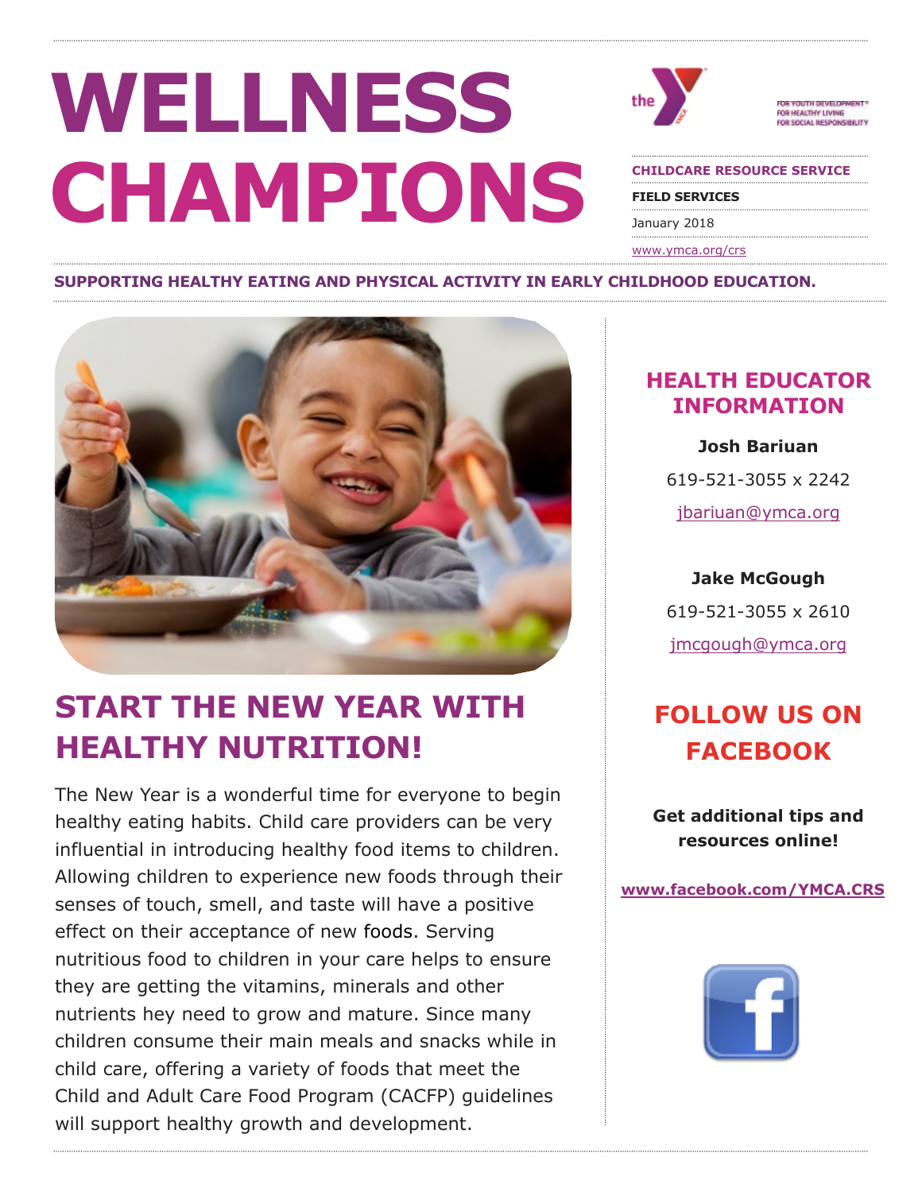# WELLNESS CHAMPIONS

FOR YOUTH DEVELOPMENT®
FOR HEALTHY LIVING
FOR SOCIAL RESPONSIBILITY

**CHILDCARE RESOURCE SERVICE**

**FIELD SERVICES**

January 2018

www.ymca.org/crs

**SUPPORTING HEALTHY EATING AND PHYSICAL ACTIVITY IN EARLY CHILDHOOD EDUCATION.**

## START THE NEW YEAR WITH HEALTHY NUTRITION!

The New Year is a wonderful time for everyone to begin healthy eating habits. Child care providers can be very influential in introducing healthy food items to children. Allowing children to experience new foods through their senses of touch, smell, and taste will have a positive effect on their acceptance of new foods. Serving nutritious food to children in your care helps to ensure they are getting the vitamins, minerals and other nutrients hey need to grow and mature. Since many children consume their main meals and snacks while in child care, offering a variety of foods that meet the Child and Adult Care Food Program (CACFP) guidelines will support healthy growth and development.

## HEALTH EDUCATOR INFORMATION

**Josh Bariuan**

619-521-3055 x 2242

jbariuan@ymca.org

**Jake McGough**

619-521-3055 x 2610

jmcgough@ymca.org

## FOLLOW US ON FACEBOOK

**Get additional tips and resources online!**

**www.facebook.com/YMCA.CRS**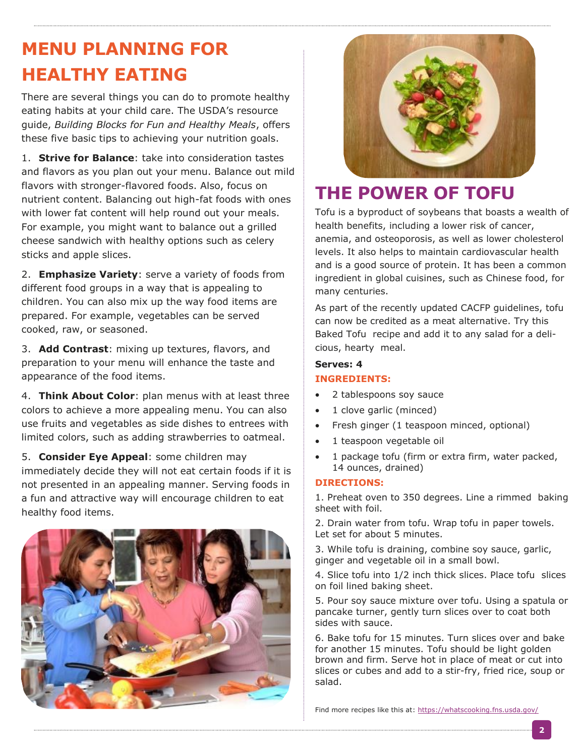# MENU PLANNING FOR HEALTHY EATING

There are several things you can do to promote healthy eating habits at your child care. The USDA's resource guide, *Building Blocks for Fun and Healthy Meals*, offers these five basic tips to achieving your nutrition goals.

1. **Strive for Balance**: take into consideration tastes and flavors as you plan out your menu. Balance out mild flavors with stronger-flavored foods. Also, focus on nutrient content. Balancing out high-fat foods with ones with lower fat content will help round out your meals. For example, you might want to balance out a grilled cheese sandwich with healthy options such as celery sticks and apple slices.

2. **Emphasize Variety**: serve a variety of foods from different food groups in a way that is appealing to children. You can also mix up the way food items are prepared. For example, vegetables can be served cooked, raw, or seasoned.

3. **Add Contrast**: mixing up textures, flavors, and preparation to your menu will enhance the taste and appearance of the food items.

4. **Think About Color**: plan menus with at least three colors to achieve a more appealing menu. You can also use fruits and vegetables as side dishes to entrees with limited colors, such as adding strawberries to oatmeal.

5. **Consider Eye Appeal**: some children may immediately decide they will not eat certain foods if it is not presented in an appealing manner. Serving foods in a fun and attractive way will encourage children to eat healthy food items.

# THE POWER OF TOFU

Tofu is a byproduct of soybeans that boasts a wealth of health benefits, including a lower risk of cancer, anemia, and osteoporosis, as well as lower cholesterol levels. It also helps to maintain cardiovascular health and is a good source of protein. It has been a common ingredient in global cuisines, such as Chinese food, for many centuries.

As part of the recently updated CACFP guidelines, tofu can now be credited as a meat alternative. Try this Baked Tofu recipe and add it to any salad for a delicious, hearty meal.

**Serves: 4**

**INGREDIENTS:**

- 2 tablespoons soy sauce
- 1 clove garlic (minced)
- Fresh ginger (1 teaspoon minced, optional)
- 1 teaspoon vegetable oil
- 1 package tofu (firm or extra firm, water packed, 14 ounces, drained)

**DIRECTIONS:**

1. Preheat oven to 350 degrees. Line a rimmed baking sheet with foil.

2. Drain water from tofu. Wrap tofu in paper towels. Let set for about 5 minutes.

3. While tofu is draining, combine soy sauce, garlic, ginger and vegetable oil in a small bowl.

4. Slice tofu into 1/2 inch thick slices. Place tofu slices on foil lined baking sheet.

5. Pour soy sauce mixture over tofu. Using a spatula or pancake turner, gently turn slices over to coat both sides with sauce.

6. Bake tofu for 15 minutes. Turn slices over and bake for another 15 minutes. Tofu should be light golden brown and firm. Serve hot in place of meat or cut into slices or cubes and add to a stir-fry, fried rice, soup or salad.

Find more recipes like this at: https://whatscooking.fns.usda.gov/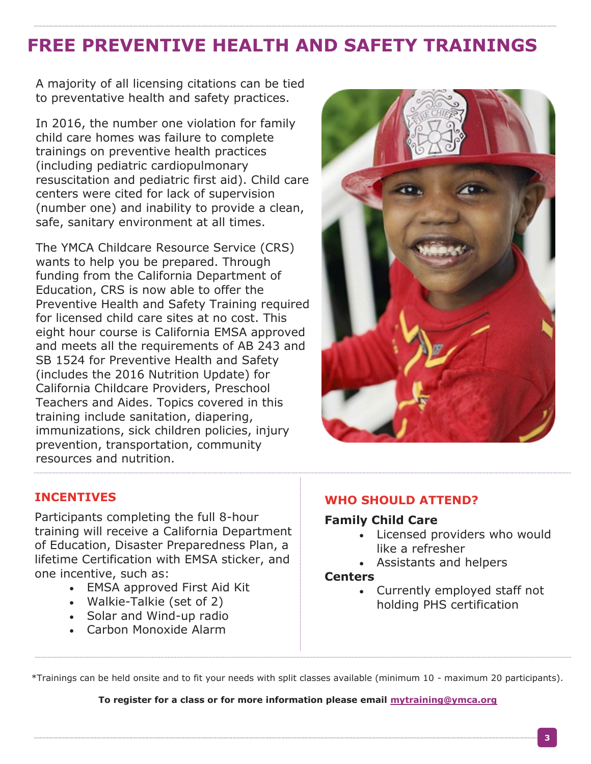# FREE PREVENTIVE HEALTH AND SAFETY TRAININGS

A majority of all licensing citations can be tied to preventative health and safety practices.

In 2016, the number one violation for family child care homes was failure to complete trainings on preventive health practices (including pediatric cardiopulmonary resuscitation and pediatric first aid). Child care centers were cited for lack of supervision (number one) and inability to provide a clean, safe, sanitary environment at all times.

The YMCA Childcare Resource Service (CRS) wants to help you be prepared. Through funding from the California Department of Education, CRS is now able to offer the Preventive Health and Safety Training required for licensed child care sites at no cost. This eight hour course is California EMSA approved and meets all the requirements of AB 243 and SB 1524 for Preventive Health and Safety (includes the 2016 Nutrition Update) for California Childcare Providers, Preschool Teachers and Aides. Topics covered in this training include sanitation, diapering, immunizations, sick children policies, injury prevention, transportation, community resources and nutrition.

## INCENTIVES

Participants completing the full 8-hour training will receive a California Department of Education, Disaster Preparedness Plan, a lifetime Certification with EMSA sticker, and one incentive, such as:

- EMSA approved First Aid Kit
- Walkie-Talkie (set of 2)
- Solar and Wind-up radio
- Carbon Monoxide Alarm

## WHO SHOULD ATTEND?

**Family Child Care**

- Licensed providers who would like a refresher
- Assistants and helpers

**Centers**

- Currently employed staff not holding PHS certification

*Trainings can be held onsite and to fit your needs with split classes available (minimum 10 - maximum 20 participants).

**To register for a class or for more information please email mytraining@ymca.org**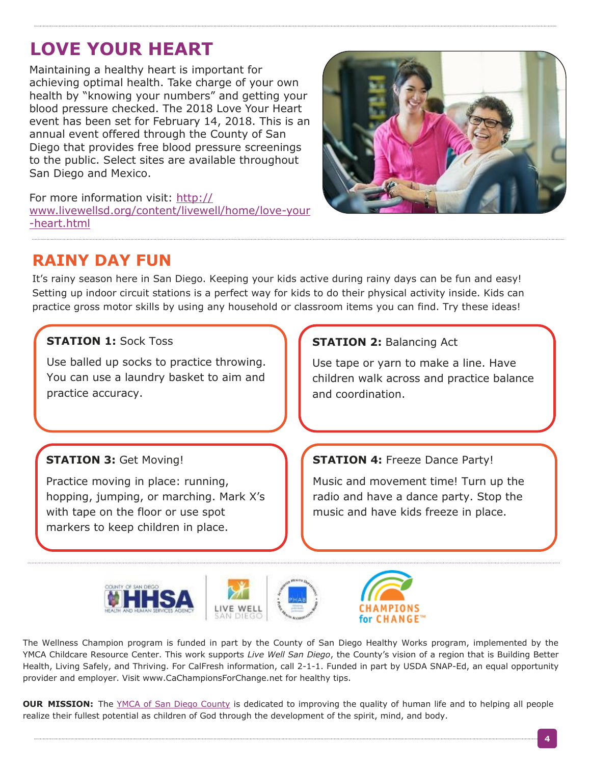## LOVE YOUR HEART

Maintaining a healthy heart is important for achieving optimal health. Take charge of your own health by "knowing your numbers" and getting your blood pressure checked. The 2018 Love Your Heart event has been set for February 14, 2018. This is an annual event offered through the County of San Diego that provides free blood pressure screenings to the public. Select sites are available throughout San Diego and Mexico.

For more information visit: http://www.livewellsd.org/content/livewell/home/love-your-heart.html

## RAINY DAY FUN

It's rainy season here in San Diego. Keeping your kids active during rainy days can be fun and easy! Setting up indoor circuit stations is a perfect way for kids to do their physical activity inside. Kids can practice gross motor skills by using any household or classroom items you can find. Try these ideas!

**STATION 1:** Sock Toss

Use balled up socks to practice throwing. You can use a laundry basket to aim and practice accuracy.

**STATION 2:** Balancing Act

Use tape or yarn to make a line. Have children walk across and practice balance and coordination.

**STATION 3:** Get Moving!

Practice moving in place: running, hopping, jumping, or marching. Mark X's with tape on the floor or use spot markers to keep children in place.

**STATION 4:** Freeze Dance Party!

Music and movement time! Turn up the radio and have a dance party. Stop the music and have kids freeze in place.

The Wellness Champion program is funded in part by the County of San Diego Healthy Works program, implemented by the YMCA Childcare Resource Center. This work supports *Live Well San Diego*, the County's vision of a region that is Building Better Health, Living Safely, and Thriving. For CalFresh information, call 2-1-1. Funded in part by USDA SNAP-Ed, an equal opportunity provider and employer. Visit www.CaChampionsForChange.net for healthy tips.

**OUR MISSION:** The YMCA of San Diego County is dedicated to improving the quality of human life and to helping all people realize their fullest potential as children of God through the development of the spirit, mind, and body.